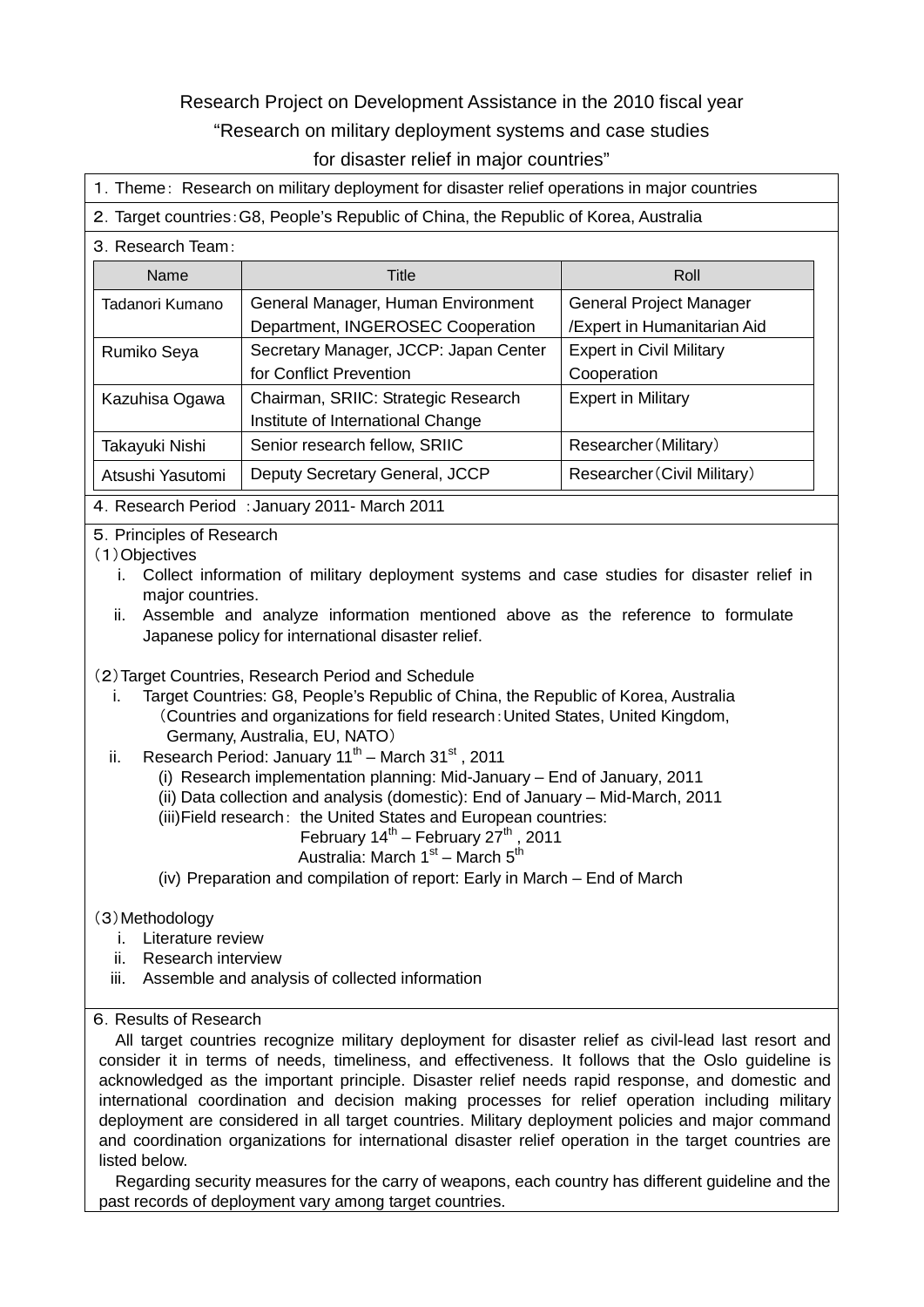Research Project on Development Assistance in the 2010 fiscal year

“Research on military deployment systems and case studies for disaster relief in major countries”

１. Theme：Research on military deployment for disaster relief operations in major countries

２. Target countries：G8, People’s Republic of China, the Republic of Korea, Australia

３. Research Team：

| Name | Title | Roll |
|---|---|---|
| Tadanori Kumano | General Manager, Human Environment Department, INGEROSEC Cooperation | General Project Manager /Expert in Humanitarian Aid |
| Rumiko Seya | Secretary Manager, JCCP: Japan Center for Conflict Prevention | Expert in Civil Military Cooperation |
| Kazuhisa Ogawa | Chairman, SRIIC: Strategic Research Institute of International Change | Expert in Military |
| Takayuki Nishi | Senior research fellow, SRIIC | Researcher（Military） |
| Atsushi Yasutomi | Deputy Secretary General, JCCP | Researcher（Civil Military） |

４. Research Period ：January 2011- March 2011

５. Principles of Research

（1）Objectives

i. Collect information of military deployment systems and case studies for disaster relief in major countries.
ii. Assemble and analyze information mentioned above as the reference to formulate Japanese policy for international disaster relief.

（2）Target Countries, Research Period and Schedule

i. Target Countries: G8, People’s Republic of China, the Republic of Korea, Australia
（Countries and organizations for field research：United States, United Kingdom, Germany, Australia, EU, NATO）
ii. Research Period: January 11th – March 31st , 2011
   (i) Research implementation planning: Mid-January – End of January, 2011
   (ii) Data collection and analysis (domestic): End of January – Mid-March, 2011
   (iii)Field research： the United States and European countries: February 14th – February 27th , 2011
   Australia: March 1st – March 5th
   (iv) Preparation and compilation of report: Early in March – End of March

（3）Methodology

i. Literature review
ii. Research interview
iii. Assemble and analysis of collected information

６. Results of Research

All target countries recognize military deployment for disaster relief as civil-lead last resort and consider it in terms of needs, timeliness, and effectiveness. It follows that the Oslo guideline is acknowledged as the important principle. Disaster relief needs rapid response, and domestic and international coordination and decision making processes for relief operation including military deployment are considered in all target countries. Military deployment policies and major command and coordination organizations for international disaster relief operation in the target countries are listed below.

Regarding security measures for the carry of weapons, each country has different guideline and the past records of deployment vary among target countries.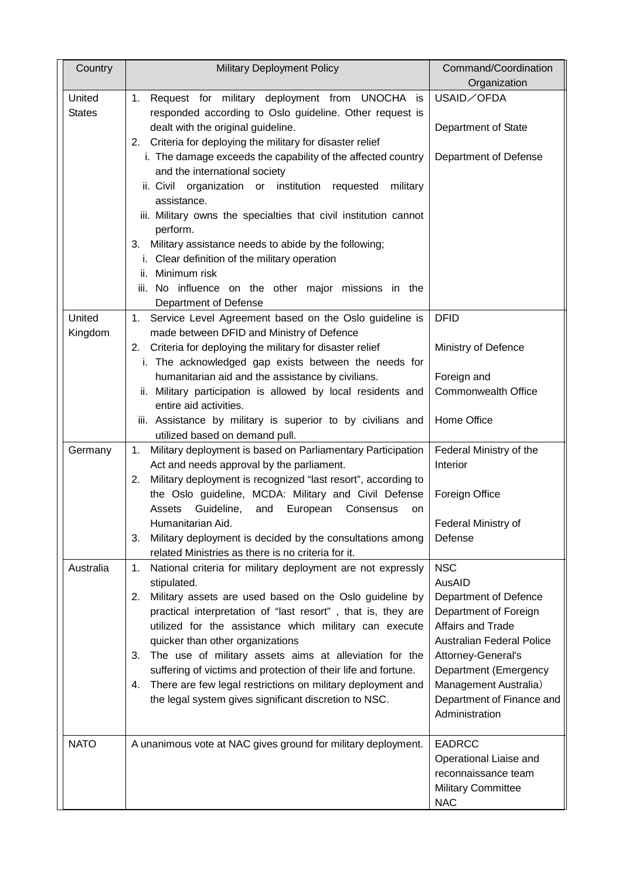| Country | Military Deployment Policy | Command/Coordination Organization |
|---|---|---|
| United States | 1. Request for military deployment from UNOCHA is responded according to Oslo guideline. Other request is dealt with the original guideline.<br>2. Criteria for deploying the military for disaster relief<br>i. The damage exceeds the capability of the affected country and the international society<br>ii. Civil organization or institution requested military assistance.<br>iii. Military owns the specialties that civil institution cannot perform.<br>3. Military assistance needs to abide by the following;<br>i. Clear definition of the military operation<br>ii. Minimum risk<br>iii. No influence on the other major missions in the Department of Defense | USAID／OFDA<br><br>Department of State<br><br>Department of Defense |
| United Kingdom | 1. Service Level Agreement based on the Oslo guideline is made between DFID and Ministry of Defence<br>2. Criteria for deploying the military for disaster relief<br>i. The acknowledged gap exists between the needs for humanitarian aid and the assistance by civilians.<br>ii. Military participation is allowed by local residents and entire aid activities.<br>iii. Assistance by military is superior to by civilians and utilized based on demand pull. | DFID<br><br>Ministry of Defence<br><br>Foreign and Commonwealth Office<br><br>Home Office |
| Germany | 1. Military deployment is based on Parliamentary Participation Act and needs approval by the parliament.<br>2. Military deployment is recognized "last resort", according to the Oslo guideline, MCDA: Military and Civil Defense Assets Guideline, and European Consensus on Humanitarian Aid.<br>3. Military deployment is decided by the consultations among related Ministries as there is no criteria for it. | Federal Ministry of the Interior<br><br>Foreign Office<br><br>Federal Ministry of Defense |
| Australia | 1. National criteria for military deployment are not expressly stipulated.<br>2. Military assets are used based on the Oslo guideline by practical interpretation of "last resort" , that is, they are utilized for the assistance which military can execute quicker than other organizations<br>3. The use of military assets aims at alleviation for the suffering of victims and protection of their life and fortune.<br>4. There are few legal restrictions on military deployment and the legal system gives significant discretion to NSC. | NSC<br>AusAID<br>Department of Defence<br>Department of Foreign Affairs and Trade<br>Australian Federal Police<br>Attorney-General's Department (Emergency Management Australia）<br>Department of Finance and Administration |
| NATO | A unanimous vote at NAC gives ground for military deployment. | EADRCC<br>Operational Liaise and reconnaissance team<br>Military Committee<br>NAC |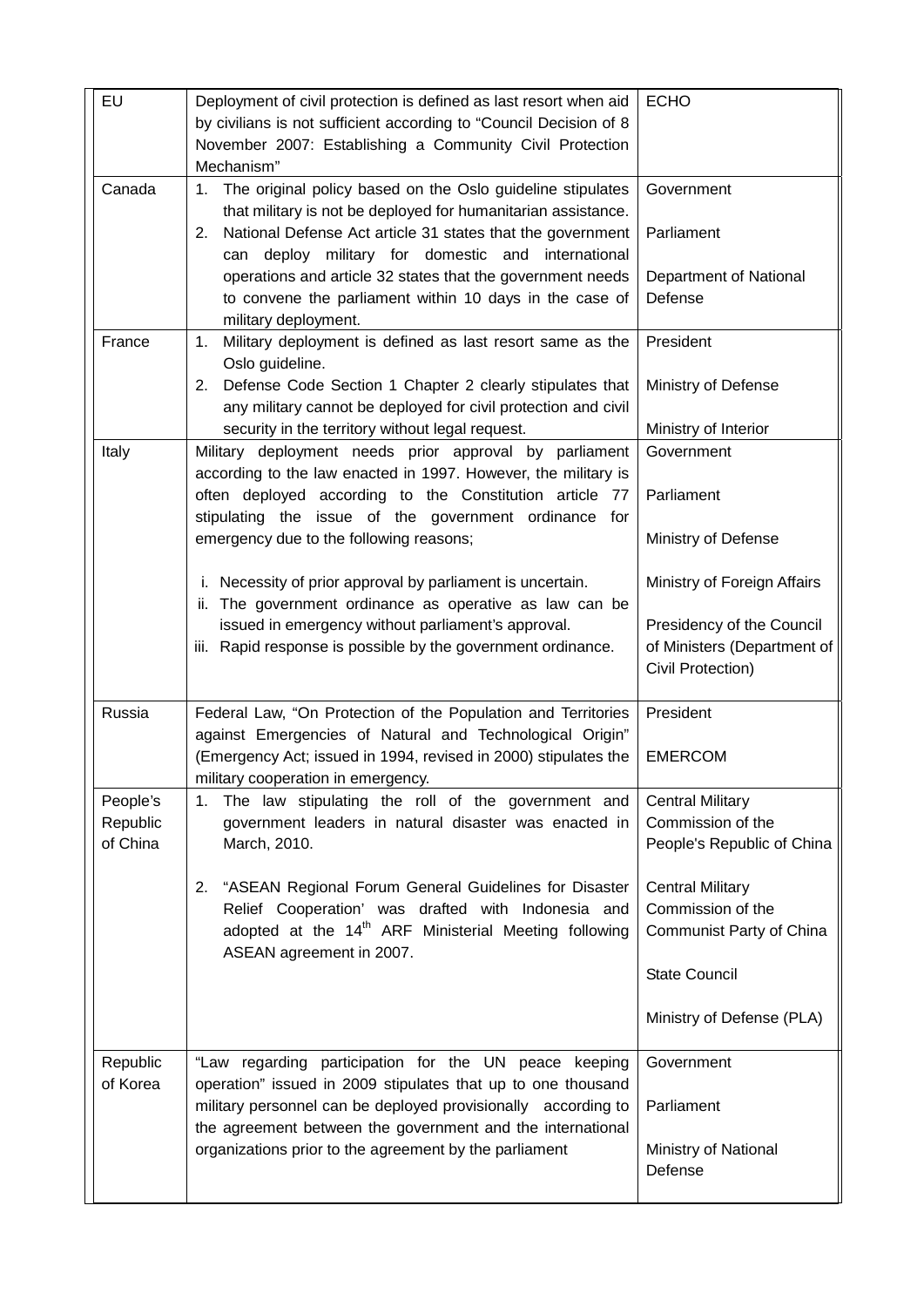| | | |
|---|---|---|
| EU | Deployment of civil protection is defined as last resort when aid by civilians is not sufficient according to "Council Decision of 8 November 2007: Establishing a Community Civil Protection Mechanism" | ECHO |
| Canada | 1. The original policy based on the Oslo guideline stipulates that military is not be deployed for humanitarian assistance.<br>2. National Defense Act article 31 states that the government can deploy military for domestic and international operations and article 32 states that the government needs to convene the parliament within 10 days in the case of military deployment. | Government<br><br>Parliament<br><br>Department of National Defense |
| France | 1. Military deployment is defined as last resort same as the Oslo guideline.<br>2. Defense Code Section 1 Chapter 2 clearly stipulates that any military cannot be deployed for civil protection and civil security in the territory without legal request. | President<br><br>Ministry of Defense<br><br>Ministry of Interior |
| Italy | Military deployment needs prior approval by parliament according to the law enacted in 1997. However, the military is often deployed according to the Constitution article 77 stipulating the issue of the government ordinance for emergency due to the following reasons;<br><br>i. Necessity of prior approval by parliament is uncertain.<br>ii. The government ordinance as operative as law can be issued in emergency without parliament's approval.<br>iii. Rapid response is possible by the government ordinance. | Government<br><br>Parliament<br><br>Ministry of Defense<br><br>Ministry of Foreign Affairs<br><br>Presidency of the Council of Ministers (Department of Civil Protection) |
| Russia | Federal Law, "On Protection of the Population and Territories against Emergencies of Natural and Technological Origin" (Emergency Act; issued in 1994, revised in 2000) stipulates the military cooperation in emergency. | President<br><br>EMERCOM |
| People's Republic of China | 1. The law stipulating the roll of the government and government leaders in natural disaster was enacted in March, 2010.<br><br>2. "ASEAN Regional Forum General Guidelines for Disaster Relief Cooperation' was drafted with Indonesia and adopted at the 14th ARF Ministerial Meeting following ASEAN agreement in 2007. | Central Military Commission of the People's Republic of China<br><br>Central Military Commission of the Communist Party of China<br><br>State Council<br><br>Ministry of Defense (PLA) |
| Republic of Korea | "Law regarding participation for the UN peace keeping operation" issued in 2009 stipulates that up to one thousand military personnel can be deployed provisionally according to the agreement between the government and the international organizations prior to the agreement by the parliament | Government<br><br>Parliament<br><br>Ministry of National Defense |